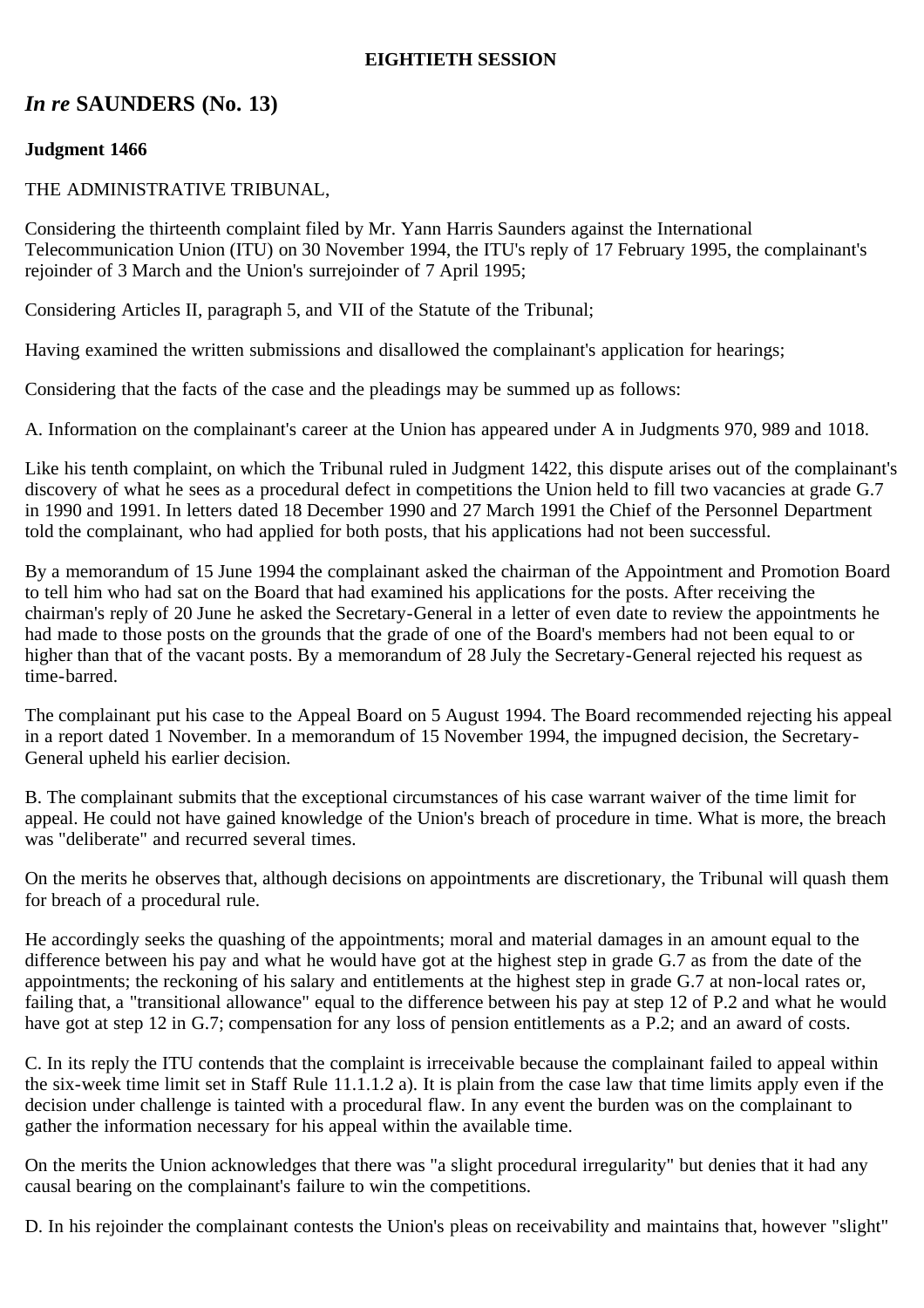**EIGHTIETH SESSION**

## *In re* SAUNDERS (No. 13)

**Judgment 1466**

THE ADMINISTRATIVE TRIBUNAL,

Considering the thirteenth complaint filed by Mr. Yann Harris Saunders against the International Telecommunication Union (ITU) on 30 November 1994, the ITU's reply of 17 February 1995, the complainant's rejoinder of 3 March and the Union's surrejoinder of 7 April 1995;

Considering Articles II, paragraph 5, and VII of the Statute of the Tribunal;

Having examined the written submissions and disallowed the complainant's application for hearings;

Considering that the facts of the case and the pleadings may be summed up as follows:

A. Information on the complainant's career at the Union has appeared under A in Judgments 970, 989 and 1018.

Like his tenth complaint, on which the Tribunal ruled in Judgment 1422, this dispute arises out of the complainant's discovery of what he sees as a procedural defect in competitions the Union held to fill two vacancies at grade G.7 in 1990 and 1991. In letters dated 18 December 1990 and 27 March 1991 the Chief of the Personnel Department told the complainant, who had applied for both posts, that his applications had not been successful.

By a memorandum of 15 June 1994 the complainant asked the chairman of the Appointment and Promotion Board to tell him who had sat on the Board that had examined his applications for the posts. After receiving the chairman's reply of 20 June he asked the Secretary-General in a letter of even date to review the appointments he had made to those posts on the grounds that the grade of one of the Board's members had not been equal to or higher than that of the vacant posts. By a memorandum of 28 July the Secretary-General rejected his request as time-barred.

The complainant put his case to the Appeal Board on 5 August 1994. The Board recommended rejecting his appeal in a report dated 1 November. In a memorandum of 15 November 1994, the impugned decision, the Secretary-General upheld his earlier decision.

B. The complainant submits that the exceptional circumstances of his case warrant waiver of the time limit for appeal. He could not have gained knowledge of the Union's breach of procedure in time. What is more, the breach was "deliberate" and recurred several times.

On the merits he observes that, although decisions on appointments are discretionary, the Tribunal will quash them for breach of a procedural rule.

He accordingly seeks the quashing of the appointments; moral and material damages in an amount equal to the difference between his pay and what he would have got at the highest step in grade G.7 as from the date of the appointments; the reckoning of his salary and entitlements at the highest step in grade G.7 at non-local rates or, failing that, a "transitional allowance" equal to the difference between his pay at step 12 of P.2 and what he would have got at step 12 in G.7; compensation for any loss of pension entitlements as a P.2; and an award of costs.

C. In its reply the ITU contends that the complaint is irreceivable because the complainant failed to appeal within the six-week time limit set in Staff Rule 11.1.1.2 a). It is plain from the case law that time limits apply even if the decision under challenge is tainted with a procedural flaw. In any event the burden was on the complainant to gather the information necessary for his appeal within the available time.

On the merits the Union acknowledges that there was "a slight procedural irregularity" but denies that it had any causal bearing on the complainant's failure to win the competitions.

D. In his rejoinder the complainant contests the Union's pleas on receivability and maintains that, however "slight"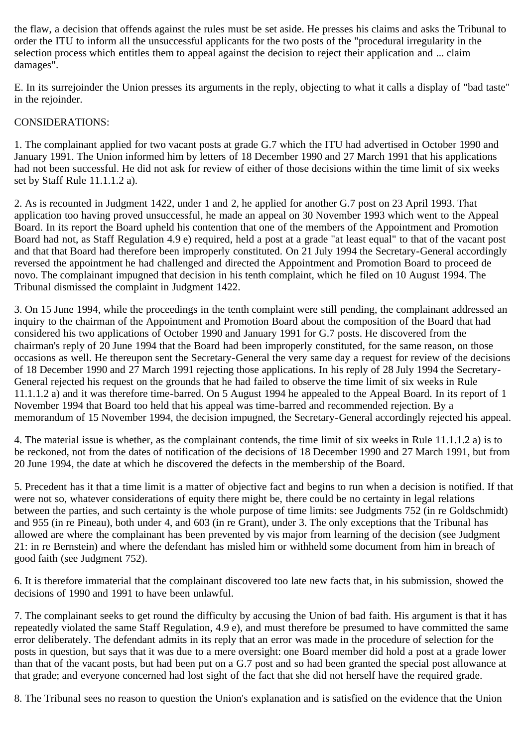the flaw, a decision that offends against the rules must be set aside. He presses his claims and asks the Tribunal to order the ITU to inform all the unsuccessful applicants for the two posts of the "procedural irregularity in the selection process which entitles them to appeal against the decision to reject their application and ... claim damages".

E. In its surrejoinder the Union presses its arguments in the reply, objecting to what it calls a display of "bad taste" in the rejoinder.

CONSIDERATIONS:

1. The complainant applied for two vacant posts at grade G.7 which the ITU had advertised in October 1990 and January 1991. The Union informed him by letters of 18 December 1990 and 27 March 1991 that his applications had not been successful. He did not ask for review of either of those decisions within the time limit of six weeks set by Staff Rule 11.1.1.2 a).

2. As is recounted in Judgment 1422, under 1 and 2, he applied for another G.7 post on 23 April 1993. That application too having proved unsuccessful, he made an appeal on 30 November 1993 which went to the Appeal Board. In its report the Board upheld his contention that one of the members of the Appointment and Promotion Board had not, as Staff Regulation 4.9 e) required, held a post at a grade "at least equal" to that of the vacant post and that that Board had therefore been improperly constituted. On 21 July 1994 the Secretary-General accordingly reversed the appointment he had challenged and directed the Appointment and Promotion Board to proceed de novo. The complainant impugned that decision in his tenth complaint, which he filed on 10 August 1994. The Tribunal dismissed the complaint in Judgment 1422.

3. On 15 June 1994, while the proceedings in the tenth complaint were still pending, the complainant addressed an inquiry to the chairman of the Appointment and Promotion Board about the composition of the Board that had considered his two applications of October 1990 and January 1991 for G.7 posts. He discovered from the chairman's reply of 20 June 1994 that the Board had been improperly constituted, for the same reason, on those occasions as well. He thereupon sent the Secretary-General the very same day a request for review of the decisions of 18 December 1990 and 27 March 1991 rejecting those applications. In his reply of 28 July 1994 the Secretary-General rejected his request on the grounds that he had failed to observe the time limit of six weeks in Rule 11.1.1.2 a) and it was therefore time-barred. On 5 August 1994 he appealed to the Appeal Board. In its report of 1 November 1994 that Board too held that his appeal was time-barred and recommended rejection. By a memorandum of 15 November 1994, the decision impugned, the Secretary-General accordingly rejected his appeal.

4. The material issue is whether, as the complainant contends, the time limit of six weeks in Rule 11.1.1.2 a) is to be reckoned, not from the dates of notification of the decisions of 18 December 1990 and 27 March 1991, but from 20 June 1994, the date at which he discovered the defects in the membership of the Board.

5. Precedent has it that a time limit is a matter of objective fact and begins to run when a decision is notified. If that were not so, whatever considerations of equity there might be, there could be no certainty in legal relations between the parties, and such certainty is the whole purpose of time limits: see Judgments 752 (in re Goldschmidt) and 955 (in re Pineau), both under 4, and 603 (in re Grant), under 3. The only exceptions that the Tribunal has allowed are where the complainant has been prevented by vis major from learning of the decision (see Judgment 21: in re Bernstein) and where the defendant has misled him or withheld some document from him in breach of good faith (see Judgment 752).

6. It is therefore immaterial that the complainant discovered too late new facts that, in his submission, showed the decisions of 1990 and 1991 to have been unlawful.

7. The complainant seeks to get round the difficulty by accusing the Union of bad faith. His argument is that it has repeatedly violated the same Staff Regulation, 4.9 e), and must therefore be presumed to have committed the same error deliberately. The defendant admits in its reply that an error was made in the procedure of selection for the posts in question, but says that it was due to a mere oversight: one Board member did hold a post at a grade lower than that of the vacant posts, but had been put on a G.7 post and so had been granted the special post allowance at that grade; and everyone concerned had lost sight of the fact that she did not herself have the required grade.

8. The Tribunal sees no reason to question the Union's explanation and is satisfied on the evidence that the Union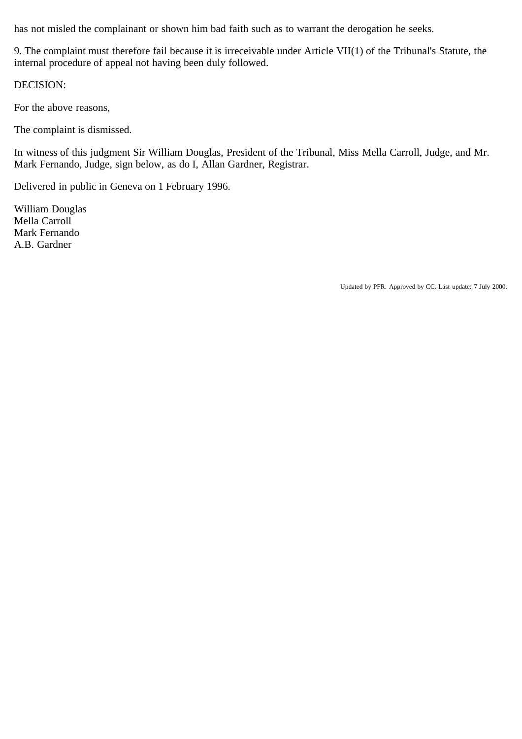has not misled the complainant or shown him bad faith such as to warrant the derogation he seeks.

9. The complaint must therefore fail because it is irreceivable under Article VII(1) of the Tribunal's Statute, the internal procedure of appeal not having been duly followed.

DECISION:

For the above reasons,

The complaint is dismissed.

In witness of this judgment Sir William Douglas, President of the Tribunal, Miss Mella Carroll, Judge, and Mr. Mark Fernando, Judge, sign below, as do I, Allan Gardner, Registrar.

Delivered in public in Geneva on 1 February 1996.

William Douglas
Mella Carroll
Mark Fernando
A.B. Gardner

Updated by PFR. Approved by CC. Last update: 7 July 2000.